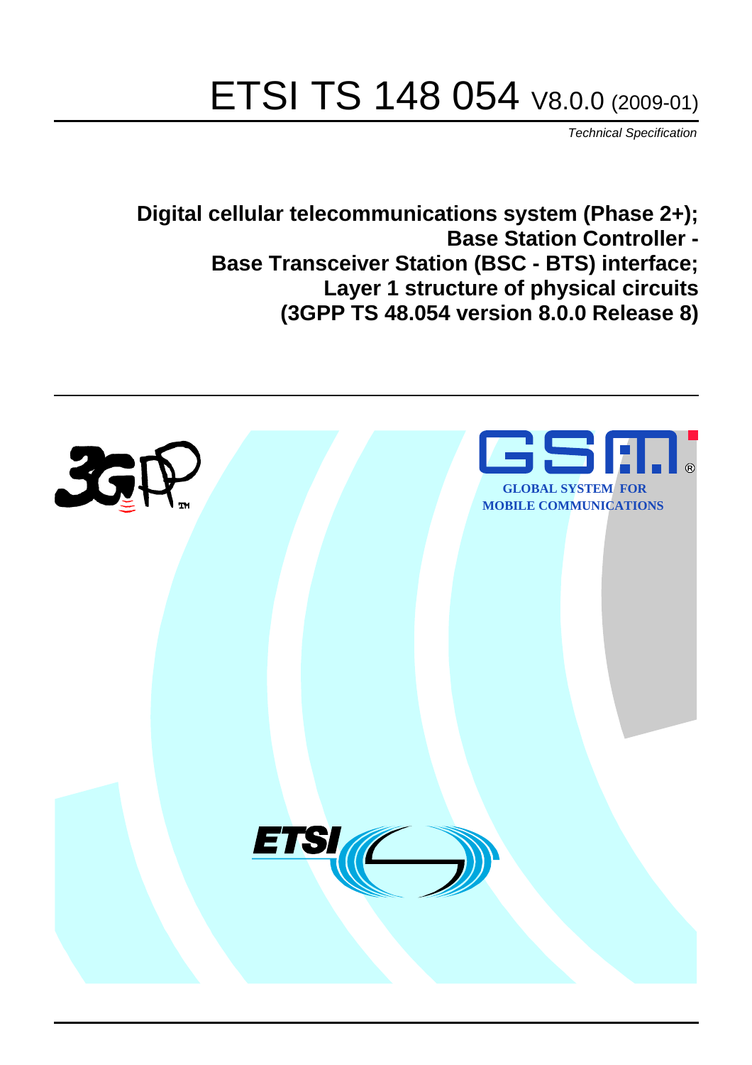# ETSI TS 148 054 V8.0.0 (2009-01)

*Technical Specification*

**Digital cellular telecommunications system (Phase 2+); Base Station Controller - Base Transceiver Station (BSC - BTS) interface; Layer 1 structure of physical circuits (3GPP TS 48.054 version 8.0.0 Release 8)**

GLOBAL SYSTEM FOR MOBILE COMMUNICATIONS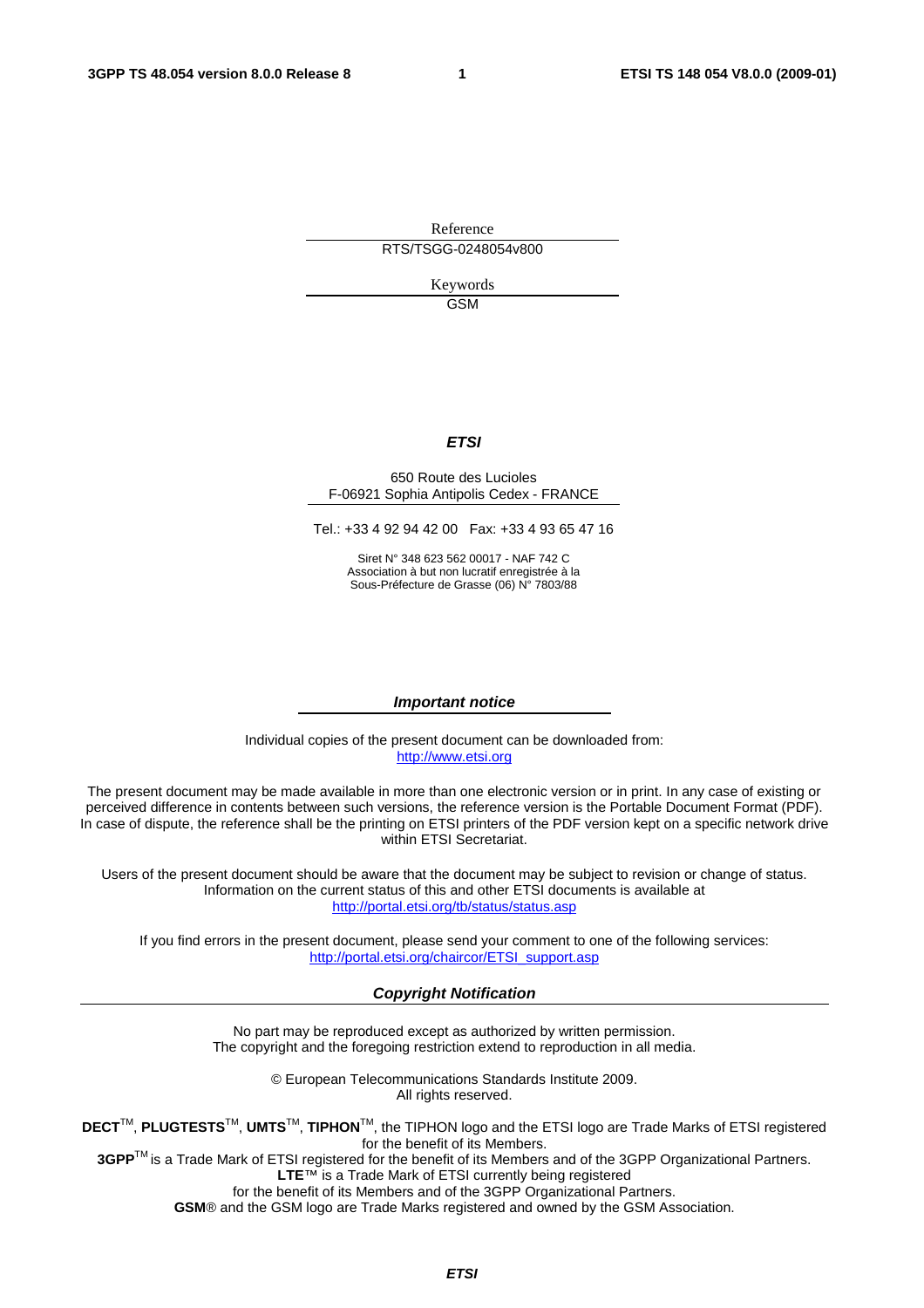Reference

RTS/TSGG-0248054v800

Keywords

GSM

***ETSI***

650 Route des Lucioles
F-06921 Sophia Antipolis Cedex - FRANCE

Tel.: +33 4 92 94 42 00 Fax: +33 4 93 65 47 16

Siret N° 348 623 562 00017 - NAF 742 C
Association à but non lucratif enregistrée à la
Sous-Préfecture de Grasse (06) N° 7803/88

***Important notice***

Individual copies of the present document can be downloaded from:
http://www.etsi.org

The present document may be made available in more than one electronic version or in print. In any case of existing or perceived difference in contents between such versions, the reference version is the Portable Document Format (PDF). In case of dispute, the reference shall be the printing on ETSI printers of the PDF version kept on a specific network drive within ETSI Secretariat.

Users of the present document should be aware that the document may be subject to revision or change of status. Information on the current status of this and other ETSI documents is available at
http://portal.etsi.org/tb/status/status.asp

If you find errors in the present document, please send your comment to one of the following services:
http://portal.etsi.org/chaircor/ETSI_support.asp

***Copyright Notification***

No part may be reproduced except as authorized by written permission.
The copyright and the foregoing restriction extend to reproduction in all media.

© European Telecommunications Standards Institute 2009.
All rights reserved.

**DECT**TM, **PLUGTESTS**TM, **UMTS**TM, **TIPHON**TM, the TIPHON logo and the ETSI logo are Trade Marks of ETSI registered for the benefit of its Members.
**3GPP**TM is a Trade Mark of ETSI registered for the benefit of its Members and of the 3GPP Organizational Partners.
**LTE**™ is a Trade Mark of ETSI currently being registered
for the benefit of its Members and of the 3GPP Organizational Partners.
**GSM**® and the GSM logo are Trade Marks registered and owned by the GSM Association.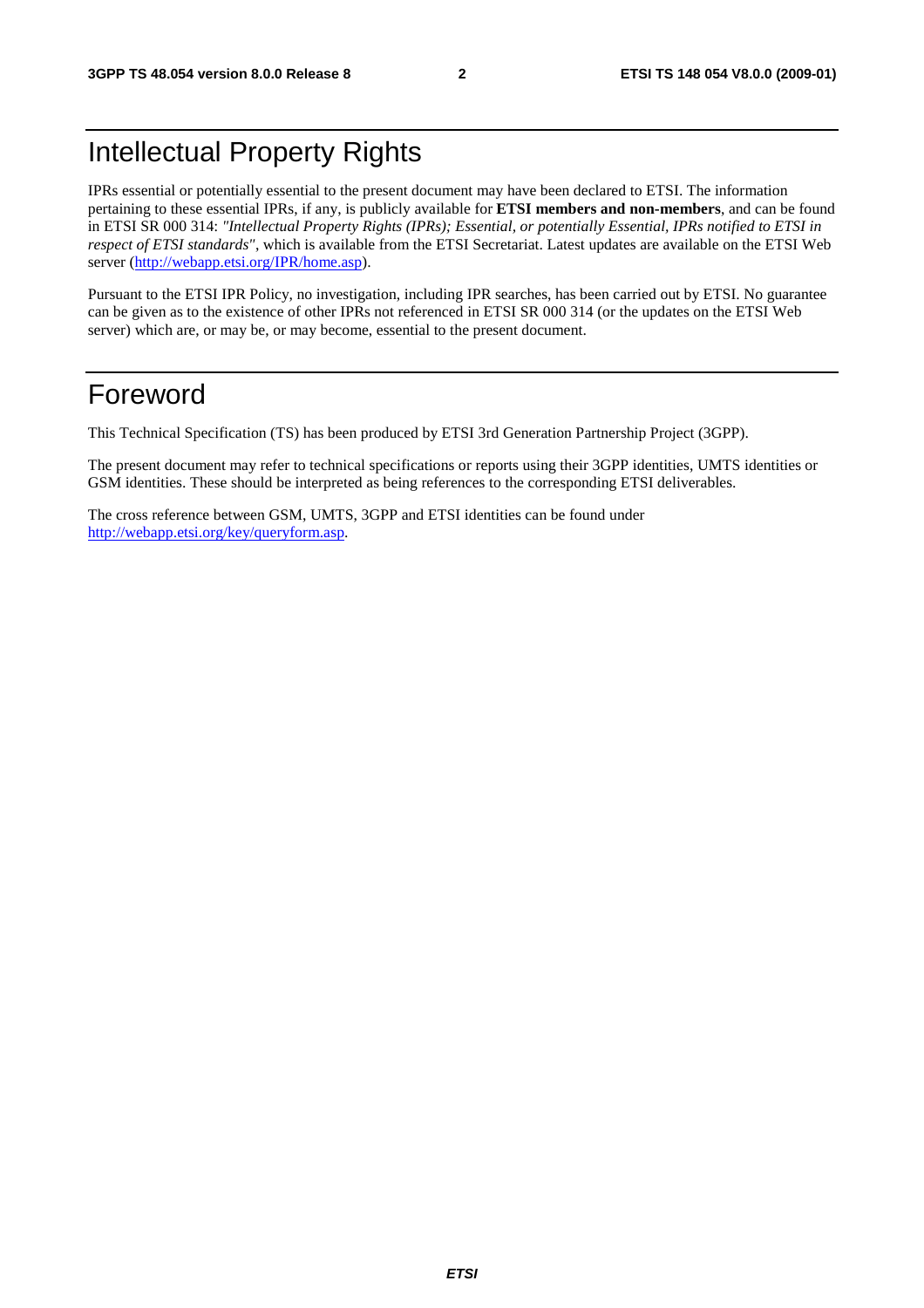# Intellectual Property Rights

IPRs essential or potentially essential to the present document may have been declared to ETSI. The information pertaining to these essential IPRs, if any, is publicly available for **ETSI members and non-members**, and can be found in ETSI SR 000 314: *"Intellectual Property Rights (IPRs); Essential, or potentially Essential, IPRs notified to ETSI in respect of ETSI standards"*, which is available from the ETSI Secretariat. Latest updates are available on the ETSI Web server (http://webapp.etsi.org/IPR/home.asp).

Pursuant to the ETSI IPR Policy, no investigation, including IPR searches, has been carried out by ETSI. No guarantee can be given as to the existence of other IPRs not referenced in ETSI SR 000 314 (or the updates on the ETSI Web server) which are, or may be, or may become, essential to the present document.

# Foreword

This Technical Specification (TS) has been produced by ETSI 3rd Generation Partnership Project (3GPP).

The present document may refer to technical specifications or reports using their 3GPP identities, UMTS identities or GSM identities. These should be interpreted as being references to the corresponding ETSI deliverables.

The cross reference between GSM, UMTS, 3GPP and ETSI identities can be found under http://webapp.etsi.org/key/queryform.asp.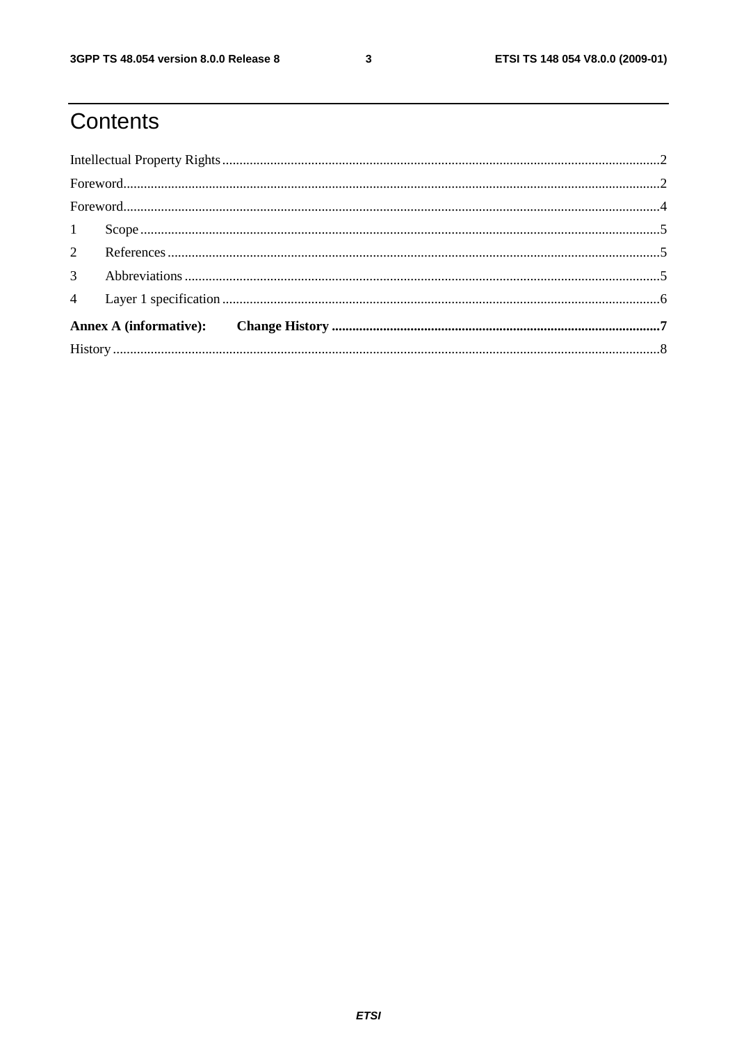# Contents

Intellectual Property Rights ....................................................................................................................2

Foreword...................................................................................................................................................2

Foreword...................................................................................................................................................4

1 Scope .....................................................................................................................................................5

2 References .............................................................................................................................................5

3 Abbreviations ........................................................................................................................................5

4 Layer 1 specification ............................................................................................................................6

**Annex A (informative): Change History ..............................................................................................7**

History .......................................................................................................................................................8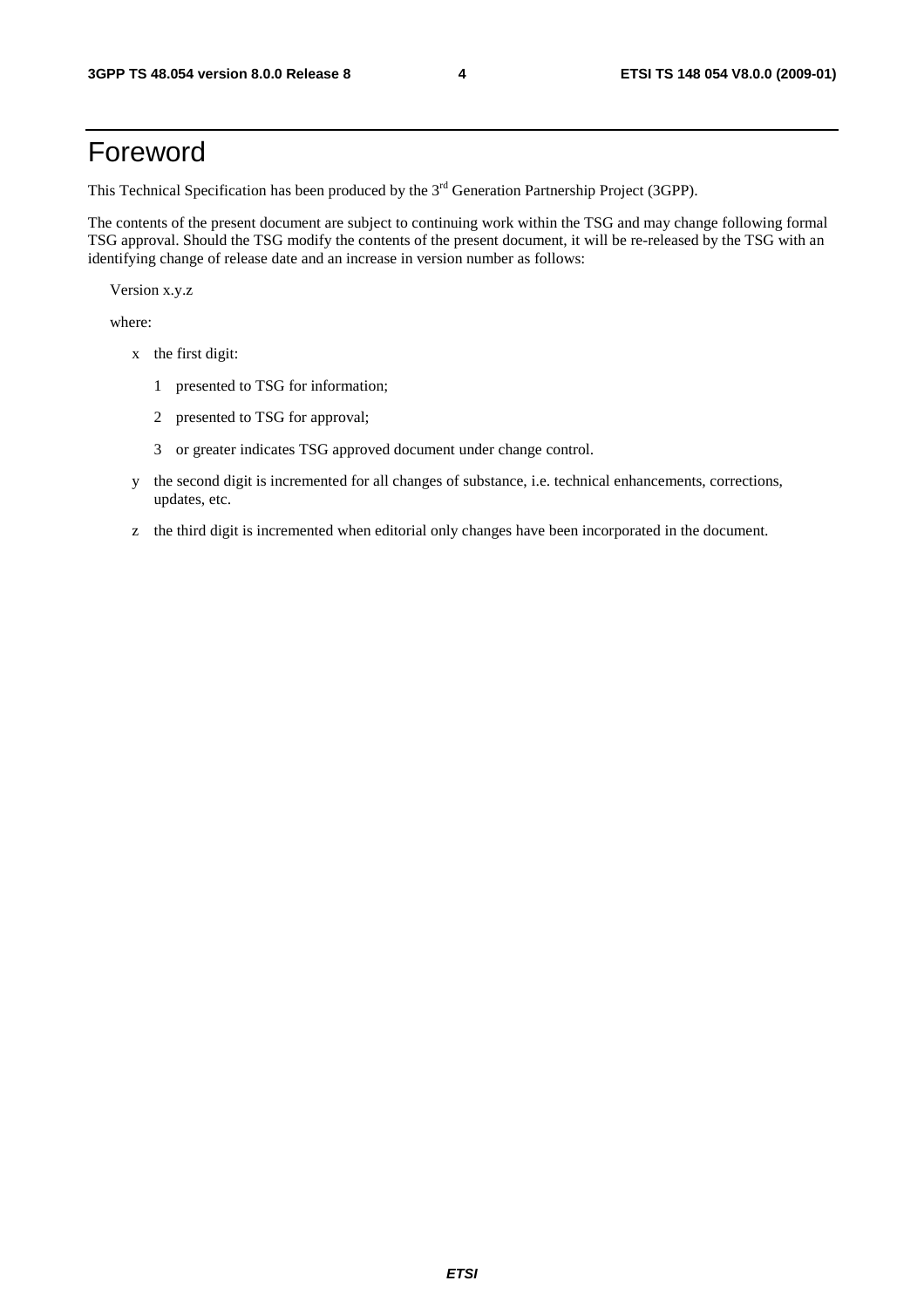# Foreword

This Technical Specification has been produced by the 3rd Generation Partnership Project (3GPP).

The contents of the present document are subject to continuing work within the TSG and may change following formal TSG approval. Should the TSG modify the contents of the present document, it will be re-released by the TSG with an identifying change of release date and an increase in version number as follows:

Version x.y.z

where:

- x the first digit:
  - 1 presented to TSG for information;
  - 2 presented to TSG for approval;
  - 3 or greater indicates TSG approved document under change control.
- y the second digit is incremented for all changes of substance, i.e. technical enhancements, corrections, updates, etc.
- z the third digit is incremented when editorial only changes have been incorporated in the document.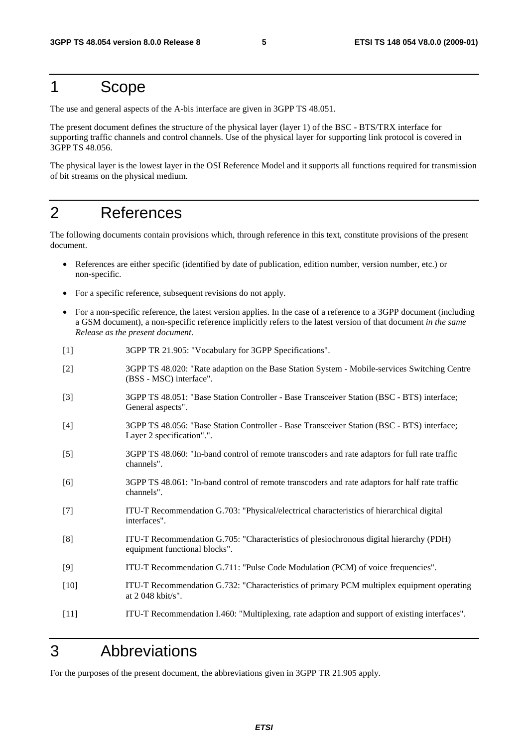# 1 Scope

The use and general aspects of the A-bis interface are given in 3GPP TS 48.051.

The present document defines the structure of the physical layer (layer 1) of the BSC - BTS/TRX interface for supporting traffic channels and control channels. Use of the physical layer for supporting link protocol is covered in 3GPP TS 48.056.

The physical layer is the lowest layer in the OSI Reference Model and it supports all functions required for transmission of bit streams on the physical medium.

# 2 References

The following documents contain provisions which, through reference in this text, constitute provisions of the present document.

- References are either specific (identified by date of publication, edition number, version number, etc.) or non-specific.
- For a specific reference, subsequent revisions do not apply.
- For a non-specific reference, the latest version applies. In the case of a reference to a 3GPP document (including a GSM document), a non-specific reference implicitly refers to the latest version of that document *in the same Release as the present document*.

[1] 3GPP TR 21.905: "Vocabulary for 3GPP Specifications".

[2] 3GPP TS 48.020: "Rate adaption on the Base Station System - Mobile-services Switching Centre (BSS - MSC) interface".

[3] 3GPP TS 48.051: "Base Station Controller - Base Transceiver Station (BSC - BTS) interface; General aspects".

[4] 3GPP TS 48.056: "Base Station Controller - Base Transceiver Station (BSC - BTS) interface; Layer 2 specification".".

[5] 3GPP TS 48.060: "In-band control of remote transcoders and rate adaptors for full rate traffic channels".

[6] 3GPP TS 48.061: "In-band control of remote transcoders and rate adaptors for half rate traffic channels".

[7] ITU-T Recommendation G.703: "Physical/electrical characteristics of hierarchical digital interfaces".

[8] ITU-T Recommendation G.705: "Characteristics of plesiochronous digital hierarchy (PDH) equipment functional blocks".

[9] ITU-T Recommendation G.711: "Pulse Code Modulation (PCM) of voice frequencies".

[10] ITU-T Recommendation G.732: "Characteristics of primary PCM multiplex equipment operating at 2 048 kbit/s".

[11] ITU-T Recommendation I.460: "Multiplexing, rate adaption and support of existing interfaces".

# 3 Abbreviations

For the purposes of the present document, the abbreviations given in 3GPP TR 21.905 apply.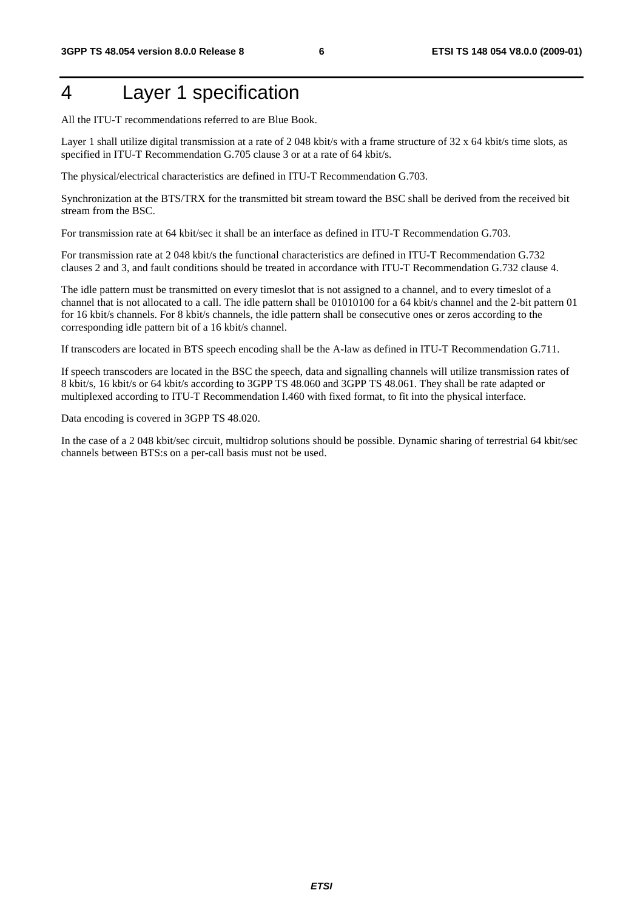# 4 Layer 1 specification

All the ITU-T recommendations referred to are Blue Book.

Layer 1 shall utilize digital transmission at a rate of 2 048 kbit/s with a frame structure of 32 x 64 kbit/s time slots, as specified in ITU-T Recommendation G.705 clause 3 or at a rate of 64 kbit/s.

The physical/electrical characteristics are defined in ITU-T Recommendation G.703.

Synchronization at the BTS/TRX for the transmitted bit stream toward the BSC shall be derived from the received bit stream from the BSC.

For transmission rate at 64 kbit/sec it shall be an interface as defined in ITU-T Recommendation G.703.

For transmission rate at 2 048 kbit/s the functional characteristics are defined in ITU-T Recommendation G.732 clauses 2 and 3, and fault conditions should be treated in accordance with ITU-T Recommendation G.732 clause 4.

The idle pattern must be transmitted on every timeslot that is not assigned to a channel, and to every timeslot of a channel that is not allocated to a call. The idle pattern shall be 01010100 for a 64 kbit/s channel and the 2-bit pattern 01 for 16 kbit/s channels. For 8 kbit/s channels, the idle pattern shall be consecutive ones or zeros according to the corresponding idle pattern bit of a 16 kbit/s channel.

If transcoders are located in BTS speech encoding shall be the A-law as defined in ITU-T Recommendation G.711.

If speech transcoders are located in the BSC the speech, data and signalling channels will utilize transmission rates of 8 kbit/s, 16 kbit/s or 64 kbit/s according to 3GPP TS 48.060 and 3GPP TS 48.061. They shall be rate adapted or multiplexed according to ITU-T Recommendation I.460 with fixed format, to fit into the physical interface.

Data encoding is covered in 3GPP TS 48.020.

In the case of a 2 048 kbit/sec circuit, multidrop solutions should be possible. Dynamic sharing of terrestrial 64 kbit/sec channels between BTS:s on a per-call basis must not be used.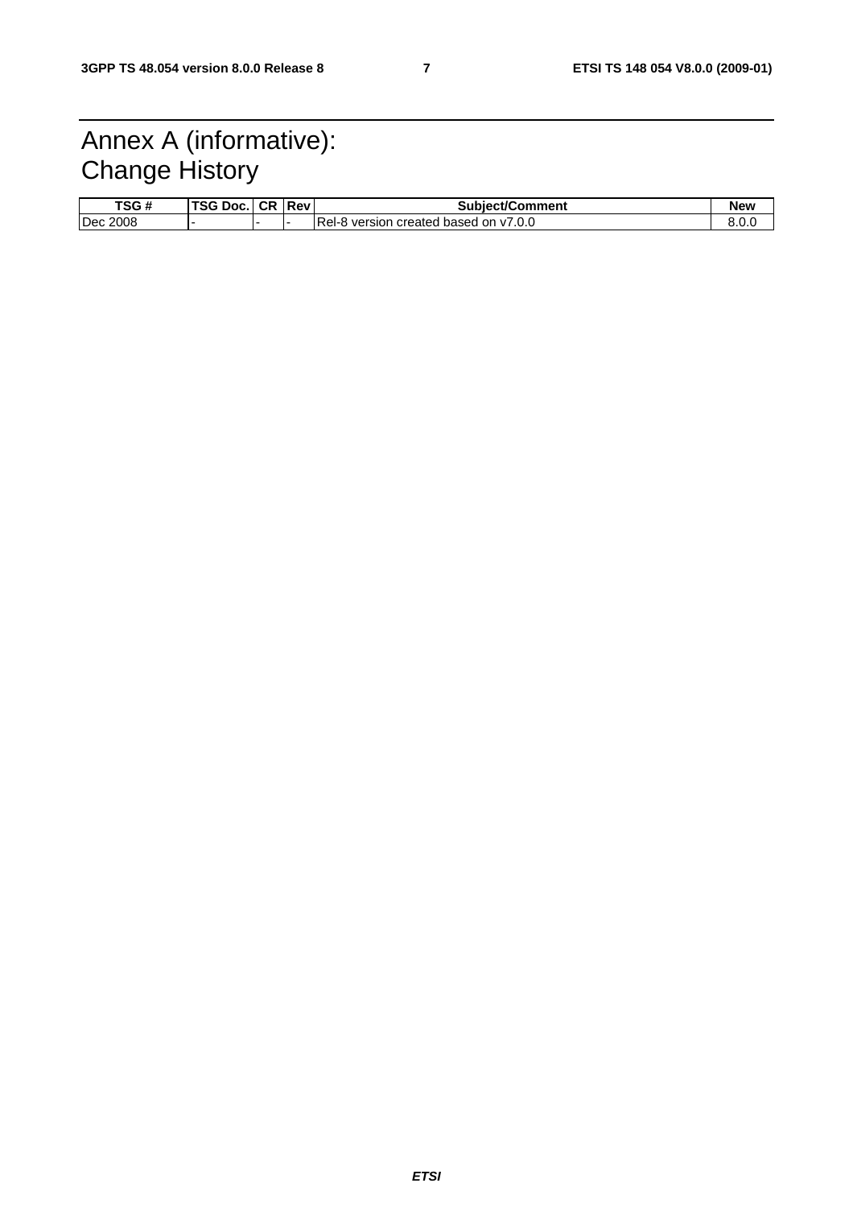# Annex A (informative): Change History

| TSG # | TSG Doc. | CR | Rev | Subject/Comment | New |
|---|---|---|---|---|---|
| Dec 2008 | - | - | - | Rel-8 version created based on v7.0.0 | 8.0.0 |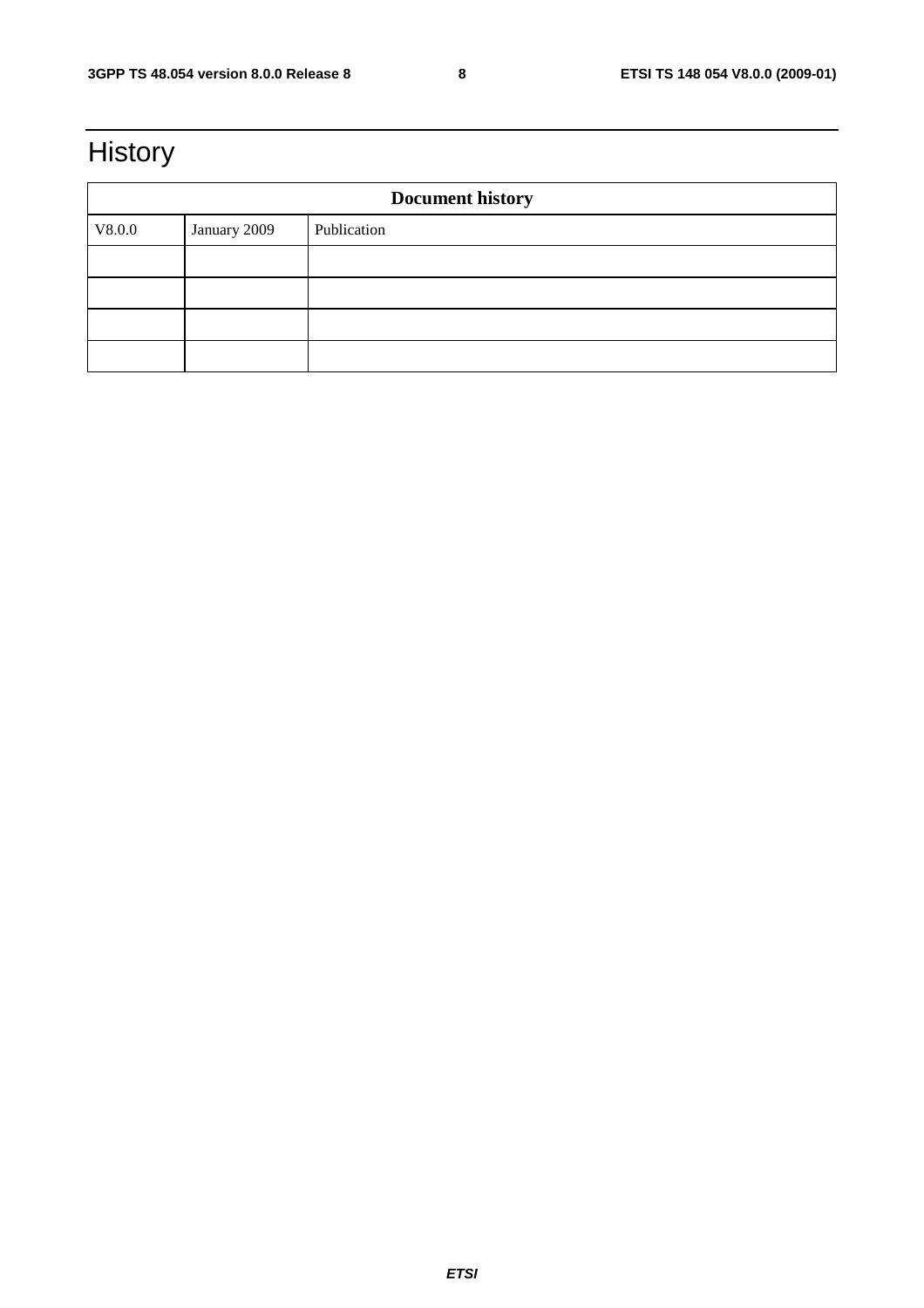# History

| Document history | | |
|---|---|---|
| V8.0.0 | January 2009 | Publication |
| | | |
| | | |
| | | |
| | | |